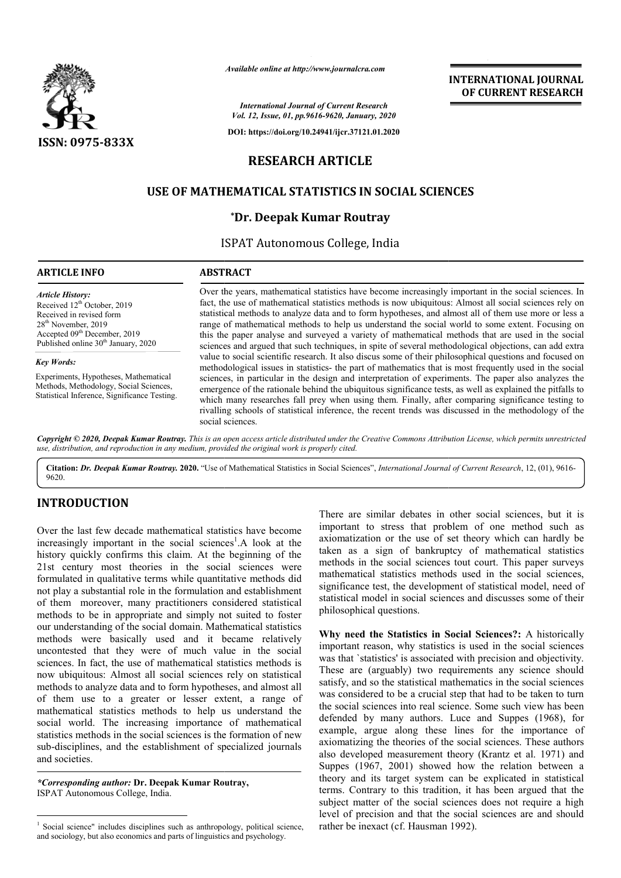*Available online at http://www.journalcra.com*

*International Journal of Current Research*
*Vol. 12, Issue, 01, pp.9616-9620, January, 2020*

**DOI: https://doi.org/10.24941/ijcr.37121.01.2020**

**ISSN: 0975-833X**

**INTERNATIONAL JOURNAL OF CURRENT RESEARCH**

## RESEARCH ARTICLE

# USE OF MATHEMATICAL STATISTICS IN SOCIAL SCIENCES

**\*Dr. Deepak Kumar Routray**

ISPAT Autonomous College, India

### ARTICLE INFO

*Article History:*
Received 12th October, 2019
Received in revised form
28th November, 2019
Accepted 09th December, 2019
Published online 30th January, 2020

*Key Words:*

Experiments, Hypotheses, Mathematical Methods, Methodology, Social Sciences, Statistical Inference, Significance Testing.

### ABSTRACT

Over the years, mathematical statistics have become increasingly important in the social sciences. In fact, the use of mathematical statistics methods is now ubiquitous: Almost all social sciences rely on statistical methods to analyze data and to form hypotheses, and almost all of them use more or less a range of mathematical methods to help us understand the social world to some extent. Focusing on this the paper analyse and surveyed a variety of mathematical methods that are used in the social sciences and argued that such techniques, in spite of several methodological objections, can add extra value to social scientific research. It also discus some of their philosophical questions and focused on methodological issues in statistics- the part of mathematics that is most frequently used in the social sciences, in particular in the design and interpretation of experiments. The paper also analyzes the emergence of the rationale behind the ubiquitous significance tests, as well as explained the pitfalls to which many researches fall prey when using them. Finally, after comparing significance testing to rivalling schools of statistical inference, the recent trends was discussed in the methodology of the social sciences.

***Copyright © 2020, Deepak Kumar Routray.*** *This is an open access article distributed under the Creative Commons Attribution License, which permits unrestricted use, distribution, and reproduction in any medium, provided the original work is properly cited.*

**Citation:** ***Dr. Deepak Kumar Routray.*** **2020.** "Use of Mathematical Statistics in Social Sciences", *International Journal of Current Research*, 12, (01), 9616-9620.

## INTRODUCTION

Over the last few decade mathematical statistics have become increasingly important in the social sciences[1].A look at the history quickly confirms this claim. At the beginning of the 21st century most theories in the social sciences were formulated in qualitative terms while quantitative methods did not play a substantial role in the formulation and establishment of them moreover, many practitioners considered statistical methods to be in appropriate and simply not suited to foster our understanding of the social domain. Mathematical statistics methods were basically used and it became relatively uncontested that they were of much value in the social sciences. In fact, the use of mathematical statistics methods is now ubiquitous: Almost all social sciences rely on statistical methods to analyze data and to form hypotheses, and almost all of them use to a greater or lesser extent, a range of mathematical statistics methods to help us understand the social world. The increasing importance of mathematical statistics methods in the social sciences is the formation of new sub-disciplines, and the establishment of specialized journals and societies.

There are similar debates in other social sciences, but it is important to stress that problem of one method such as axiomatization or the use of set theory which can hardly be taken as a sign of bankruptcy of mathematical statistics methods in the social sciences tout court. This paper surveys mathematical statistics methods used in the social sciences, significance test, the development of statistical model, need of statistical model in social sciences and discusses some of their philosophical questions.

**Why need the Statistics in Social Sciences?:** A historically important reason, why statistics is used in the social sciences was that `statistics' is associated with precision and objectivity. These are (arguably) two requirements any science should satisfy, and so the statistical mathematics in the social sciences was considered to be a crucial step that had to be taken to turn the social sciences into real science. Some such view has been defended by many authors. Luce and Suppes (1968), for example, argue along these lines for the importance of axiomatizing the theories of the social sciences. These authors also developed measurement theory (Krantz et al. 1971) and Suppes (1967, 2001) showed how the relation between a theory and its target system can be explicated in statistical terms. Contrary to this tradition, it has been argued that the subject matter of the social sciences does not require a high level of precision and that the social sciences are and should rather be inexact (cf. Hausman 1992).

*\*Corresponding author:* **Dr. Deepak Kumar Routray,**
ISPAT Autonomous College, India.

[1] Social science" includes disciplines such as anthropology, political science, and sociology, but also economics and parts of linguistics and psychology.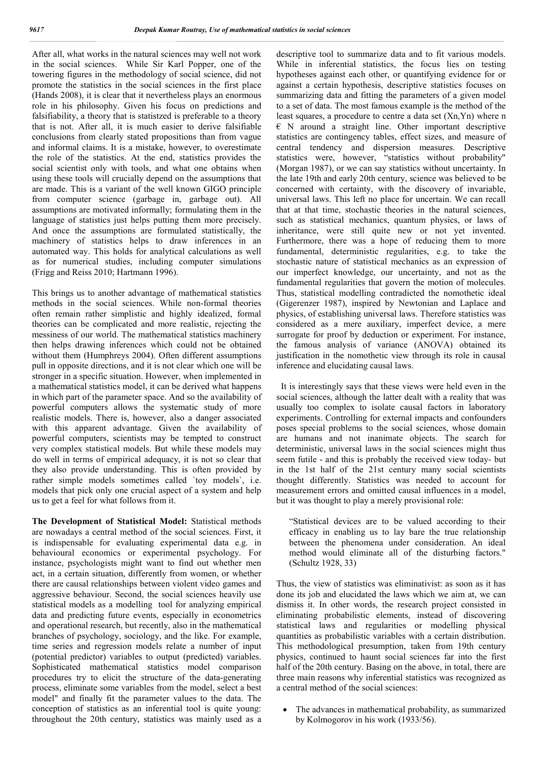After all, what works in the natural sciences may well not work in the social sciences. While Sir Karl Popper, one of the towering figures in the methodology of social science, did not promote the statistics in the social sciences in the first place (Hands 2008), it is clear that it nevertheless plays an enormous role in his philosophy. Given his focus on predictions and falsifiability, a theory that is statistzed is preferable to a theory that is not. After all, it is much easier to derive falsifiable conclusions from clearly stated propositions than from vague and informal claims. It is a mistake, however, to overestimate the role of the statistics. At the end, statistics provides the social scientist only with tools, and what one obtains when using these tools will crucially depend on the assumptions that are made. This is a variant of the well known GIGO principle from computer science (garbage in, garbage out). All assumptions are motivated informally; formulating them in the language of statistics just helps putting them more precisely. And once the assumptions are formulated statistically, the machinery of statistics helps to draw inferences in an automated way. This holds for analytical calculations as well as for numerical studies, including computer simulations (Frigg and Reiss 2010; Hartmann 1996).

This brings us to another advantage of mathematical statistics methods in the social sciences. While non-formal theories often remain rather simplistic and highly idealized, formal theories can be complicated and more realistic, rejecting the messiness of our world. The mathematical statistics machinery then helps drawing inferences which could not be obtained without them (Humphreys 2004). Often different assumptions pull in opposite directions, and it is not clear which one will be stronger in a specific situation. However, when implemented in a mathematical statistics model, it can be derived what happens in which part of the parameter space. And so the availability of powerful computers allows the systematic study of more realistic models. There is, however, also a danger associated with this apparent advantage. Given the availability of powerful computers, scientists may be tempted to construct very complex statistical models. But while these models may do well in terms of empirical adequacy, it is not so clear that they also provide understanding. This is often provided by rather simple models sometimes called `toy models`, i.e. models that pick only one crucial aspect of a system and help us to get a feel for what follows from it.

**The Development of Statistical Model:** Statistical methods are nowadays a central method of the social sciences. First, it is indispensable for evaluating experimental data e.g. in behavioural economics or experimental psychology. For instance, psychologists might want to find out whether men act, in a certain situation, differently from women, or whether there are causal relationships between violent video games and aggressive behaviour. Second, the social sciences heavily use statistical models as a modelling tool for analyzing empirical data and predicting future events, especially in econometrics and operational research, but recently, also in the mathematical branches of psychology, sociology, and the like. For example, time series and regression models relate a number of input (potential predictor) variables to output (predicted) variables. Sophisticated mathematical statistics model comparison procedures try to elicit the structure of the data-generating process, eliminate some variables from the model, select a best model" and finally fit the parameter values to the data. The conception of statistics as an inferential tool is quite young: throughout the 20th century, statistics was mainly used as a descriptive tool to summarize data and to fit various models. While in inferential statistics, the focus lies on testing hypotheses against each other, or quantifying evidence for or against a certain hypothesis, descriptive statistics focuses on summarizing data and fitting the parameters of a given model to a set of data. The most famous example is the method of the least squares, a procedure to centre a data set $(X_n,Y_n)$ where $n \in N$ around a straight line. Other important descriptive statistics are contingency tables, effect sizes, and measure of central tendency and dispersion measures. Descriptive statistics were, however, "statistics without probability" (Morgan 1987), or we can say statistics without uncertainty. In the late 19th and early 20th century, science was believed to be concerned with certainty, with the discovery of invariable, universal laws. This left no place for uncertain. We can recall that at that time, stochastic theories in the natural sciences, such as statistical mechanics, quantum physics, or laws of inheritance, were still quite new or not yet invented. Furthermore, there was a hope of reducing them to more fundamental, deterministic regularities, e.g. to take the stochastic nature of statistical mechanics as an expression of our imperfect knowledge, our uncertainty, and not as the fundamental regularities that govern the motion of molecules. Thus, statistical modelling contradicted the nomothetic ideal (Gigerenzer 1987), inspired by Newtonian and Laplace and physics, of establishing universal laws. Therefore statistics was considered as a mere auxiliary, imperfect device, a mere surrogate for proof by deduction or experiment. For instance, the famous analysis of variance (ANOVA) obtained its justification in the nomothetic view through its role in causal inference and elucidating causal laws.

It is interestingly says that these views were held even in the social sciences, although the latter dealt with a reality that was usually too complex to isolate causal factors in laboratory experiments. Controlling for external impacts and confounders poses special problems to the social sciences, whose domain are humans and not inanimate objects. The search for deterministic, universal laws in the social sciences might thus seem futile - and this is probably the received view today- but in the 1st half of the 21st century many social scientists thought differently. Statistics was needed to account for measurement errors and omitted causal influences in a model, but it was thought to play a merely provisional role:

> "Statistical devices are to be valued according to their efficacy in enabling us to lay bare the true relationship between the phenomena under consideration. An ideal method would eliminate all of the disturbing factors." (Schultz 1928, 33)

Thus, the view of statistics was eliminativist: as soon as it has done its job and elucidated the laws which we aim at, we can dismiss it. In other words, the research project consisted in eliminating probabilistic elements, instead of discovering statistical laws and regularities or modelling physical quantities as probabilistic variables with a certain distribution. This methodological presumption, taken from 19th century physics, continued to haunt social sciences far into the first half of the 20th century. Basing on the above, in total, there are three main reasons why inferential statistics was recognized as a central method of the social sciences:

- The advances in mathematical probability, as summarized by Kolmogorov in his work (1933/56).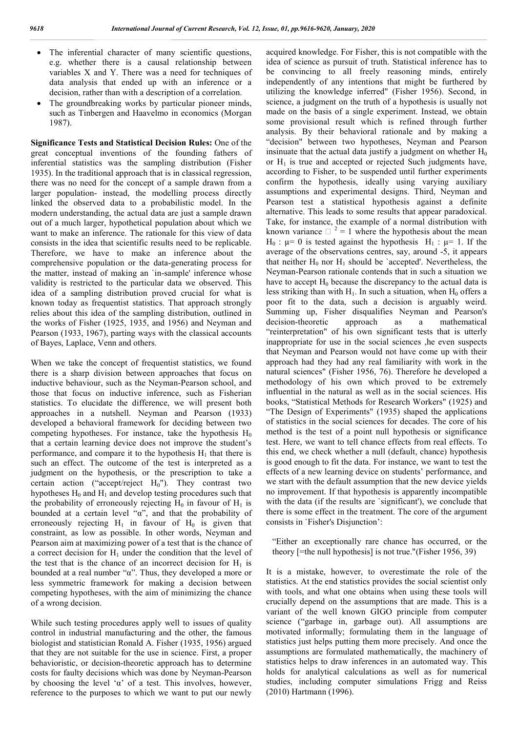- The inferential character of many scientific questions, e.g. whether there is a causal relationship between variables X and Y. There was a need for techniques of data analysis that ended up with an inference or a decision, rather than with a description of a correlation.
- The groundbreaking works by particular pioneer minds, such as Tinbergen and Haavelmo in economics (Morgan 1987).

**Significance Tests and Statistical Decision Rules:** One of the great conceptual inventions of the founding fathers of inferential statistics was the sampling distribution (Fisher 1935). In the traditional approach that is in classical regression, there was no need for the concept of a sample drawn from a larger population- instead, the modelling process directly linked the observed data to a probabilistic model. In the modern understanding, the actual data are just a sample drawn out of a much larger, hypothetical population about which we want to make an inference. The rationale for this view of data consists in the idea that scientific results need to be replicable. Therefore, we have to make an inference about the comprehensive population or the data-generating process for the matter, instead of making an `in-sample' inference whose validity is restricted to the particular data we observed. This idea of a sampling distribution proved crucial for what is known today as frequentist statistics. That approach strongly relies about this idea of the sampling distribution, outlined in the works of Fisher (1925, 1935, and 1956) and Neyman and Pearson (1933, 1967), parting ways with the classical accounts of Bayes, Laplace, Venn and others.

When we take the concept of frequentist statistics, we found there is a sharp division between approaches that focus on inductive behaviour, such as the Neyman-Pearson school, and those that focus on inductive inference, such as Fisherian statistics. To elucidate the difference, we will present both approaches in a nutshell. Neyman and Pearson (1933) developed a behavioral framework for deciding between two competing hypotheses. For instance, take the hypothesis $H_0$ that a certain learning device does not improve the student's performance, and compare it to the hypothesis $H_1$ that there is such an effect. The outcome of the test is interpreted as a judgment on the hypothesis, or the prescription to take a certain action ("accept/reject $H_0$"). They contrast two hypotheses $H_0$ and $H_1$ and develop testing procedures such that the probability of erroneously rejecting $H_0$ in favour of $H_1$ is bounded at a certain level "$\alpha$", and that the probability of erroneously rejecting $H_1$ in favour of $H_0$ is given that constraint, as low as possible. In other words, Neyman and Pearson aim at maximizing power of a test that is the chance of a correct decision for $H_1$ under the condition that the level of the test that is the chance of an incorrect decision for $H_1$ is bounded at a real number "$\alpha$". Thus, they developed a more or less symmetric framework for making a decision between competing hypotheses, with the aim of minimizing the chance of a wrong decision.

While such testing procedures apply well to issues of quality control in industrial manufacturing and the other, the famous biologist and statistician Ronald A. Fisher (1935, 1956) argued that they are not suitable for the use in science. First, a proper behavioristic, or decision-theoretic approach has to determine costs for faulty decisions which was done by Neyman-Pearson by choosing the level '$\alpha$' of a test. This involves, however, reference to the purposes to which we want to put our newly acquired knowledge. For Fisher, this is not compatible with the idea of science as pursuit of truth. Statistical inference has to be convincing to all freely reasoning minds, entirely independently of any intentions that might be furthered by utilizing the knowledge inferred" (Fisher 1956). Second, in science, a judgment on the truth of a hypothesis is usually not made on the basis of a single experiment. Instead, we obtain some provisional result which is refined through further analysis. By their behavioral rationale and by making a "decision" between two hypotheses, Neyman and Pearson insinuate that the actual data justify a judgment on whether $H_0$ or $H_1$ is true and accepted or rejected Such judgments have, according to Fisher, to be suspended until further experiments confirm the hypothesis, ideally using varying auxiliary assumptions and experimental designs. Third, Neyman and Pearson test a statistical hypothesis against a definite alternative. This leads to some results that appear paradoxical. Take, for instance, the example of a normal distribution with known variance $\sigma^2 = 1$ where the hypothesis about the mean $H_0 : \mu= 0$ is tested against the hypothesis $H_1 : \mu= 1$. If the average of the observations centres, say, around -5, it appears that neither $H_0$ nor $H_1$ should be `accepted'. Nevertheless, the Neyman-Pearson rationale contends that in such a situation we have to accept $H_0$ because the discrepancy to the actual data is less striking than with $H_1$. In such a situation, when $H_0$ offers a poor fit to the data, such a decision is arguably weird. Summing up, Fisher disqualifies Neyman and Pearson's decision-theoretic approach as a mathematical "reinterpretation" of his own significant tests that is utterly inappropriate for use in the social sciences ,he even suspects that Neyman and Pearson would not have come up with their approach had they had any real familiarity with work in the natural sciences" (Fisher 1956, 76). Therefore he developed a methodology of his own which proved to be extremely influential in the natural as well as in the social sciences. His books, "Statistical Methods for Research Workers" (1925) and "The Design of Experiments" (1935) shaped the applications of statistics in the social sciences for decades. The core of his method is the test of a point null hypothesis or significance test. Here, we want to tell chance effects from real effects. To this end, we check whether a null (default, chance) hypothesis is good enough to fit the data. For instance, we want to test the effects of a new learning device on students' performance, and we start with the default assumption that the new device yields no improvement. If that hypothesis is apparently incompatible with the data (if the results are `significant'), we conclude that there is some effect in the treatment. The core of the argument consists in `Fisher's Disjunction':

> "Either an exceptionally rare chance has occurred, or the theory [=the null hypothesis] is not true."(Fisher 1956, 39)

It is a mistake, however, to overestimate the role of the statistics. At the end statistics provides the social scientist only with tools, and what one obtains when using these tools will crucially depend on the assumptions that are made. This is a variant of the well known GIGO principle from computer science ("garbage in, garbage out). All assumptions are motivated informally; formulating them in the language of statistics just helps putting them more precisely. And once the assumptions are formulated mathematically, the machinery of statistics helps to draw inferences in an automated way. This holds for analytical calculations as well as for numerical studies, including computer simulations Frigg and Reiss (2010) Hartmann (1996).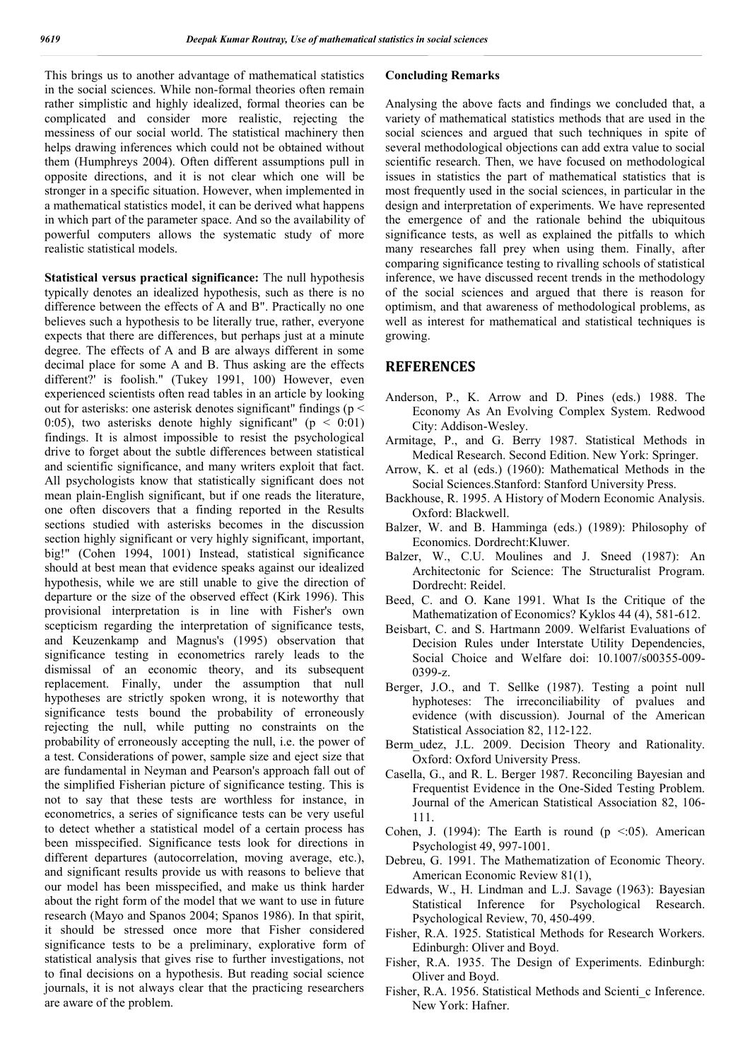This brings us to another advantage of mathematical statistics in the social sciences. While non-formal theories often remain rather simplistic and highly idealized, formal theories can be complicated and consider more realistic, rejecting the messiness of our social world. The statistical machinery then helps drawing inferences which could not be obtained without them (Humphreys 2004). Often different assumptions pull in opposite directions, and it is not clear which one will be stronger in a specific situation. However, when implemented in a mathematical statistics model, it can be derived what happens in which part of the parameter space. And so the availability of powerful computers allows the systematic study of more realistic statistical models.

**Statistical versus practical significance:** The null hypothesis typically denotes an idealized hypothesis, such as there is no difference between the effects of A and B". Practically no one believes such a hypothesis to be literally true, rather, everyone expects that there are differences, but perhaps just at a minute degree. The effects of A and B are always different in some decimal place for some A and B. Thus asking are the effects different?' is foolish." (Tukey 1991, 100) However, even experienced scientists often read tables in an article by looking out for asterisks: one asterisk denotes significant" findings ($p < 0{:}05$), two asterisks denote highly significant" ($p < 0{:}01$) findings. It is almost impossible to resist the psychological drive to forget about the subtle differences between statistical and scientific significance, and many writers exploit that fact. All psychologists know that statistically significant does not mean plain-English significant, but if one reads the literature, one often discovers that a finding reported in the Results sections studied with asterisks becomes in the discussion section highly significant or very highly significant, important, big!" (Cohen 1994, 1001) Instead, statistical significance should at best mean that evidence speaks against our idealized hypothesis, while we are still unable to give the direction of departure or the size of the observed effect (Kirk 1996). This provisional interpretation is in line with Fisher's own scepticism regarding the interpretation of significance tests, and Keuzenkamp and Magnus's (1995) observation that significance testing in econometrics rarely leads to the dismissal of an economic theory, and its subsequent replacement. Finally, under the assumption that null hypotheses are strictly spoken wrong, it is noteworthy that significance tests bound the probability of erroneously rejecting the null, while putting no constraints on the probability of erroneously accepting the null, i.e. the power of a test. Considerations of power, sample size and eject size that are fundamental in Neyman and Pearson's approach fall out of the simplified Fisherian picture of significance testing. This is not to say that these tests are worthless for instance, in econometrics, a series of significance tests can be very useful to detect whether a statistical model of a certain process has been misspecified. Significance tests look for directions in different departures (autocorrelation, moving average, etc.), and significant results provide us with reasons to believe that our model has been misspecified, and make us think harder about the right form of the model that we want to use in future research (Mayo and Spanos 2004; Spanos 1986). In that spirit, it should be stressed once more that Fisher considered significance tests to be a preliminary, explorative form of statistical analysis that gives rise to further investigations, not to final decisions on a hypothesis. But reading social science journals, it is not always clear that the practicing researchers are aware of the problem.

## Concluding Remarks

Analysing the above facts and findings we concluded that, a variety of mathematical statistics methods that are used in the social sciences and argued that such techniques in spite of several methodological objections can add extra value to social scientific research. Then, we have focused on methodological issues in statistics the part of mathematical statistics that is most frequently used in the social sciences, in particular in the design and interpretation of experiments. We have represented the emergence of and the rationale behind the ubiquitous significance tests, as well as explained the pitfalls to which many researches fall prey when using them. Finally, after comparing significance testing to rivalling schools of statistical inference, we have discussed recent trends in the methodology of the social sciences and argued that there is reason for optimism, and that awareness of methodological problems, as well as interest for mathematical and statistical techniques is growing.

## REFERENCES

- Anderson, P., K. Arrow and D. Pines (eds.) 1988. The Economy As An Evolving Complex System. Redwood City: Addison-Wesley.
- Armitage, P., and G. Berry 1987. Statistical Methods in Medical Research. Second Edition. New York: Springer.
- Arrow, K. et al (eds.) (1960): Mathematical Methods in the Social Sciences.Stanford: Stanford University Press.
- Backhouse, R. 1995. A History of Modern Economic Analysis. Oxford: Blackwell.
- Balzer, W. and B. Hamminga (eds.) (1989): Philosophy of Economics. Dordrecht:Kluwer.
- Balzer, W., C.U. Moulines and J. Sneed (1987): An Architectonic for Science: The Structuralist Program. Dordrecht: Reidel.
- Beed, C. and O. Kane 1991. What Is the Critique of the Mathematization of Economics? Kyklos 44 (4), 581-612.
- Beisbart, C. and S. Hartmann 2009. Welfarist Evaluations of Decision Rules under Interstate Utility Dependencies, Social Choice and Welfare doi: 10.1007/s00355-009-0399-z.
- Berger, J.O., and T. Sellke (1987). Testing a point null hyphoteses: The irreconciliability of pvalues and evidence (with discussion). Journal of the American Statistical Association 82, 112-122.
- Berm_udez, J.L. 2009. Decision Theory and Rationality. Oxford: Oxford University Press.
- Casella, G., and R. L. Berger 1987. Reconciling Bayesian and Frequentist Evidence in the One-Sided Testing Problem. Journal of the American Statistical Association 82, 106-111.
- Cohen, J. (1994): The Earth is round ($p$ <:05). American Psychologist 49, 997-1001.
- Debreu, G. 1991. The Mathematization of Economic Theory. American Economic Review 81(1),
- Edwards, W., H. Lindman and L.J. Savage (1963): Bayesian Statistical Inference for Psychological Research. Psychological Review, 70, 450-499.
- Fisher, R.A. 1925. Statistical Methods for Research Workers. Edinburgh: Oliver and Boyd.
- Fisher, R.A. 1935. The Design of Experiments. Edinburgh: Oliver and Boyd.
- Fisher, R.A. 1956. Statistical Methods and Scienti_c Inference. New York: Hafner.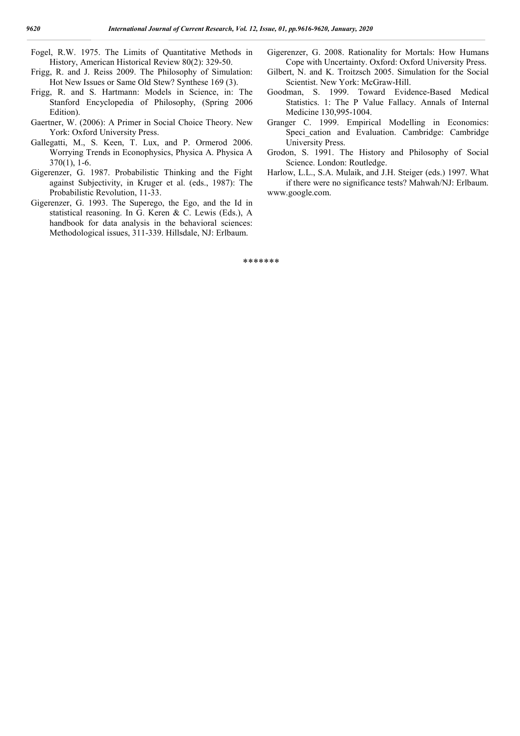Fogel, R.W. 1975. The Limits of Quantitative Methods in History, American Historical Review 80(2): 329-50.

Frigg, R. and J. Reiss 2009. The Philosophy of Simulation: Hot New Issues or Same Old Stew? Synthese 169 (3).

Frigg, R. and S. Hartmann: Models in Science, in: The Stanford Encyclopedia of Philosophy, (Spring 2006 Edition).

Gaertner, W. (2006): A Primer in Social Choice Theory. New York: Oxford University Press.

Gallegatti, M., S. Keen, T. Lux, and P. Ormerod 2006. Worrying Trends in Econophysics, Physica A. Physica A 370(1), 1-6.

Gigerenzer, G. 1987. Probabilistic Thinking and the Fight against Subjectivity, in Kruger et al. (eds., 1987): The Probabilistic Revolution, 11-33.

Gigerenzer, G. 1993. The Superego, the Ego, and the Id in statistical reasoning. In G. Keren & C. Lewis (Eds.), A handbook for data analysis in the behavioral sciences: Methodological issues, 311-339. Hillsdale, NJ: Erlbaum.

Gigerenzer, G. 2008. Rationality for Mortals: How Humans Cope with Uncertainty. Oxford: Oxford University Press.

Gilbert, N. and K. Troitzsch 2005. Simulation for the Social Scientist. New York: McGraw-Hill.

Goodman, S. 1999. Toward Evidence-Based Medical Statistics. 1: The P Value Fallacy. Annals of Internal Medicine 130,995-1004.

Granger C. 1999. Empirical Modelling in Economics: Speci_cation and Evaluation. Cambridge: Cambridge University Press.

Grodon, S. 1991. The History and Philosophy of Social Science. London: Routledge.

Harlow, L.L., S.A. Mulaik, and J.H. Steiger (eds.) 1997. What if there were no significance tests? Mahwah/NJ: Erlbaum.

www.google.com.

*******